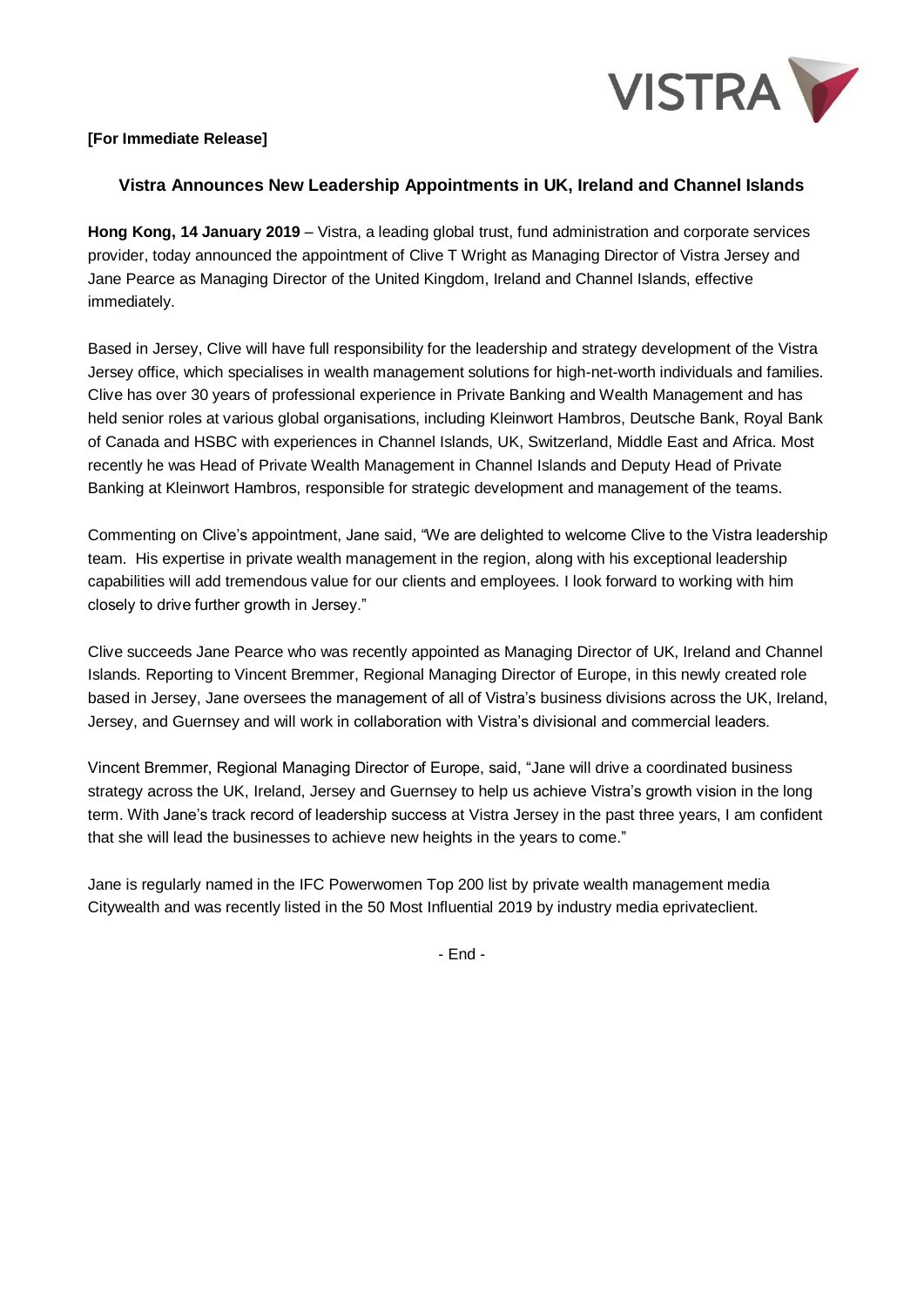**[For Immediate Release]**

## Vistra Announces New Leadership Appointments in UK, Ireland and Channel Islands

**Hong Kong, 14 January 2019** – Vistra, a leading global trust, fund administration and corporate services provider, today announced the appointment of Clive T Wright as Managing Director of Vistra Jersey and Jane Pearce as Managing Director of the United Kingdom, Ireland and Channel Islands, effective immediately.

Based in Jersey, Clive will have full responsibility for the leadership and strategy development of the Vistra Jersey office, which specialises in wealth management solutions for high-net-worth individuals and families. Clive has over 30 years of professional experience in Private Banking and Wealth Management and has held senior roles at various global organisations, including Kleinwort Hambros, Deutsche Bank, Royal Bank of Canada and HSBC with experiences in Channel Islands, UK, Switzerland, Middle East and Africa. Most recently he was Head of Private Wealth Management in Channel Islands and Deputy Head of Private Banking at Kleinwort Hambros, responsible for strategic development and management of the teams.

Commenting on Clive's appointment, Jane said, "We are delighted to welcome Clive to the Vistra leadership team. His expertise in private wealth management in the region, along with his exceptional leadership capabilities will add tremendous value for our clients and employees. I look forward to working with him closely to drive further growth in Jersey."

Clive succeeds Jane Pearce who was recently appointed as Managing Director of UK, Ireland and Channel Islands. Reporting to Vincent Bremmer, Regional Managing Director of Europe, in this newly created role based in Jersey, Jane oversees the management of all of Vistra's business divisions across the UK, Ireland, Jersey, and Guernsey and will work in collaboration with Vistra's divisional and commercial leaders.

Vincent Bremmer, Regional Managing Director of Europe, said, "Jane will drive a coordinated business strategy across the UK, Ireland, Jersey and Guernsey to help us achieve Vistra's growth vision in the long term. With Jane's track record of leadership success at Vistra Jersey in the past three years, I am confident that she will lead the businesses to achieve new heights in the years to come."

Jane is regularly named in the IFC Powerwomen Top 200 list by private wealth management media Citywealth and was recently listed in the 50 Most Influential 2019 by industry media eprivateclient.

- End -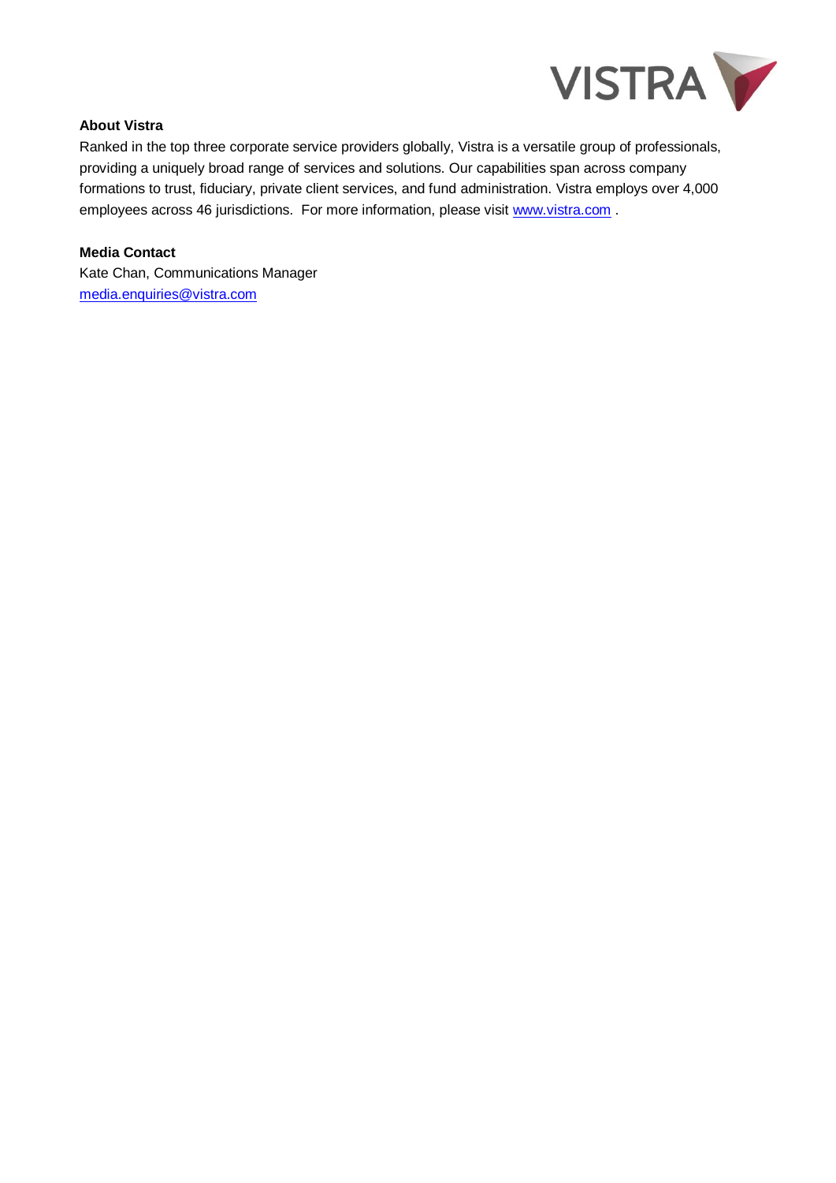**About Vistra**

Ranked in the top three corporate service providers globally, Vistra is a versatile group of professionals, providing a uniquely broad range of services and solutions. Our capabilities span across company formations to trust, fiduciary, private client services, and fund administration. Vistra employs over 4,000 employees across 46 jurisdictions. For more information, please visit www.vistra.com .

**Media Contact**

Kate Chan, Communications Manager
media.enquiries@vistra.com